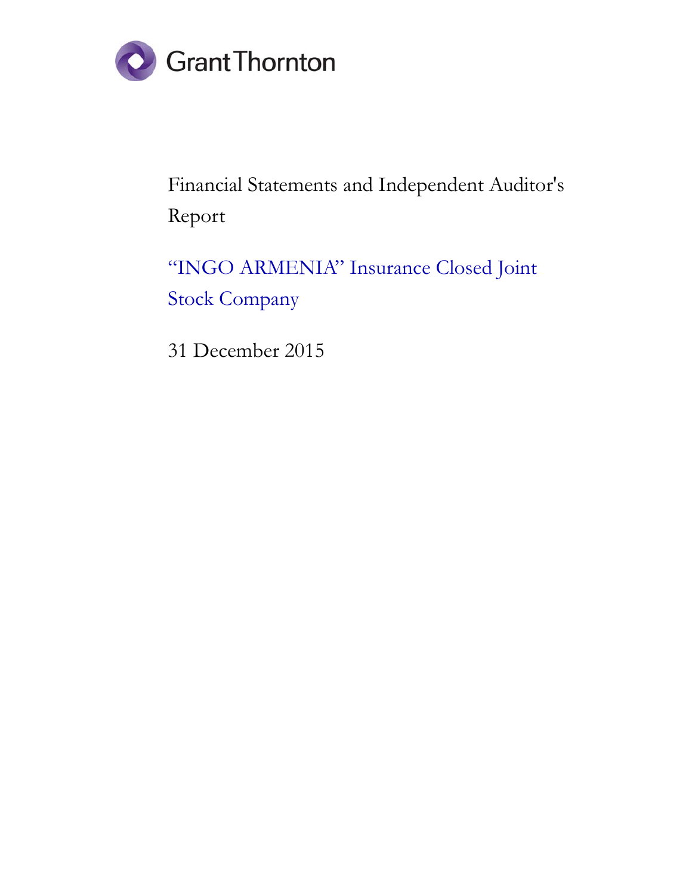Grant Thornton

# Financial Statements and Independent Auditor's Report

## "INGO ARMENIA" Insurance Closed Joint Stock Company

31 December 2015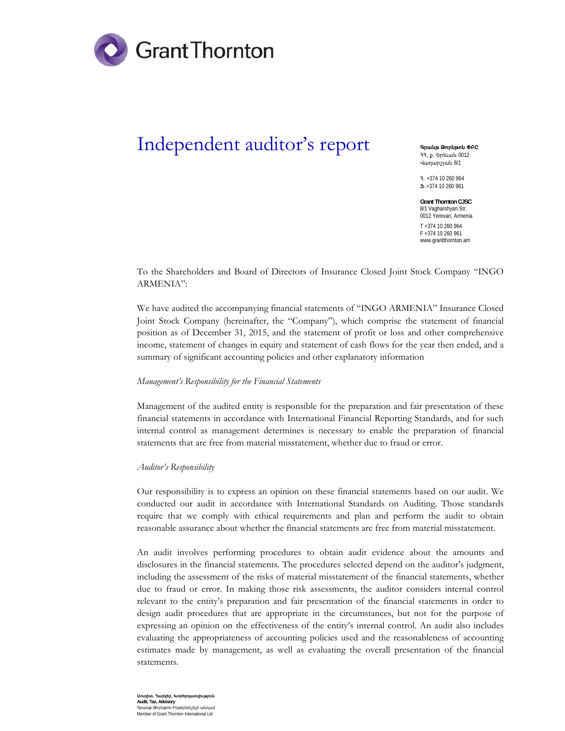# Independent auditor's report

**Գրանթ Թորնթոն ՓԲԸ**
ՀՀ, ք. Երևան 0012
Վաղարշյան 8/1

Հ. +374 10 260 964
Ֆ.+374 10 260 961

**Grant Thornton CJSC**
8/1 Vagharshyan Str.
0012 Yerevan, Armenia

T +374 10 260 964
F +374 10 260 961
www.grantthornton.am

To the Shareholders and Board of Directors of Insurance Closed Joint Stock Company "INGO ARMENIA":

We have audited the accompanying financial statements of "INGO ARMENIA" Insurance Closed Joint Stock Company (hereinafter, the "Company"), which comprise the statement of financial position as of December 31, 2015, and the statement of profit or loss and other comprehensive income, statement of changes in equity and statement of cash flows for the year then ended, and a summary of significant accounting policies and other explanatory information

*Management's Responsibility for the Financial Statements*

Management of the audited entity is responsible for the preparation and fair presentation of these financial statements in accordance with International Financial Reporting Standards, and for such internal control as management determines is necessary to enable the preparation of financial statements that are free from material misstatement, whether due to fraud or error.

*Auditor's Responsibility*

Our responsibility is to express an opinion on these financial statements based on our audit. We conducted our audit in accordance with International Standards on Auditing. Those standards require that we comply with ethical requirements and plan and perform the audit to obtain reasonable assurance about whether the financial statements are free from material misstatement.

An audit involves performing procedures to obtain audit evidence about the amounts and disclosures in the financial statements. The procedures selected depend on the auditor's judgment, including the assessment of the risks of material misstatement of the financial statements, whether due to fraud or error. In making those risk assessments, the auditor considers internal control relevant to the entity's preparation and fair presentation of the financial statements in order to design audit procedures that are appropriate in the circumstances, but not for the purpose of expressing an opinion on the effectiveness of the entity's internal control. An audit also includes evaluating the appropriateness of accounting policies used and the reasonableness of accounting estimates made by management, as well as evaluating the overall presentation of the financial statements.

**Աուդիտ, Հարկեր, Խորհրդատվություն**
**Audit, Tax, Advisory**
Գրանթ Թորնթոն Ինթերնեշնլի անդամ
Member of Grant Thornton International Ltd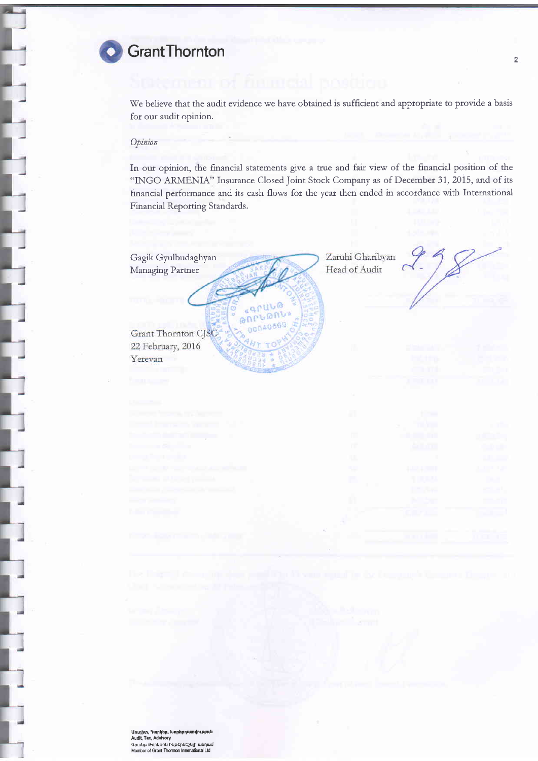We believe that the audit evidence we have obtained is sufficient and appropriate to provide a basis for our audit opinion.

*Opinion*

In our opinion, the financial statements give a true and fair view of the financial position of the "INGO ARMENIA" Insurance Closed Joint Stock Company as of December 31, 2015, and of its financial performance and its cash flows for the year then ended in accordance with International Financial Reporting Standards.

Gagik Gyulbudaghyan
Managing Partner

Zaruhi Gharibyan
Head of Audit

Grant Thornton CJSC
22 February, 2016
Yerevan

Աուդիտ, Հարկեր, Խորհրդատվություն
Audit, Tax, Advisory
Գրանթ Թորնթոն Ինթերնեշնլի անդամ
Member of Grant Thornton International Ltd